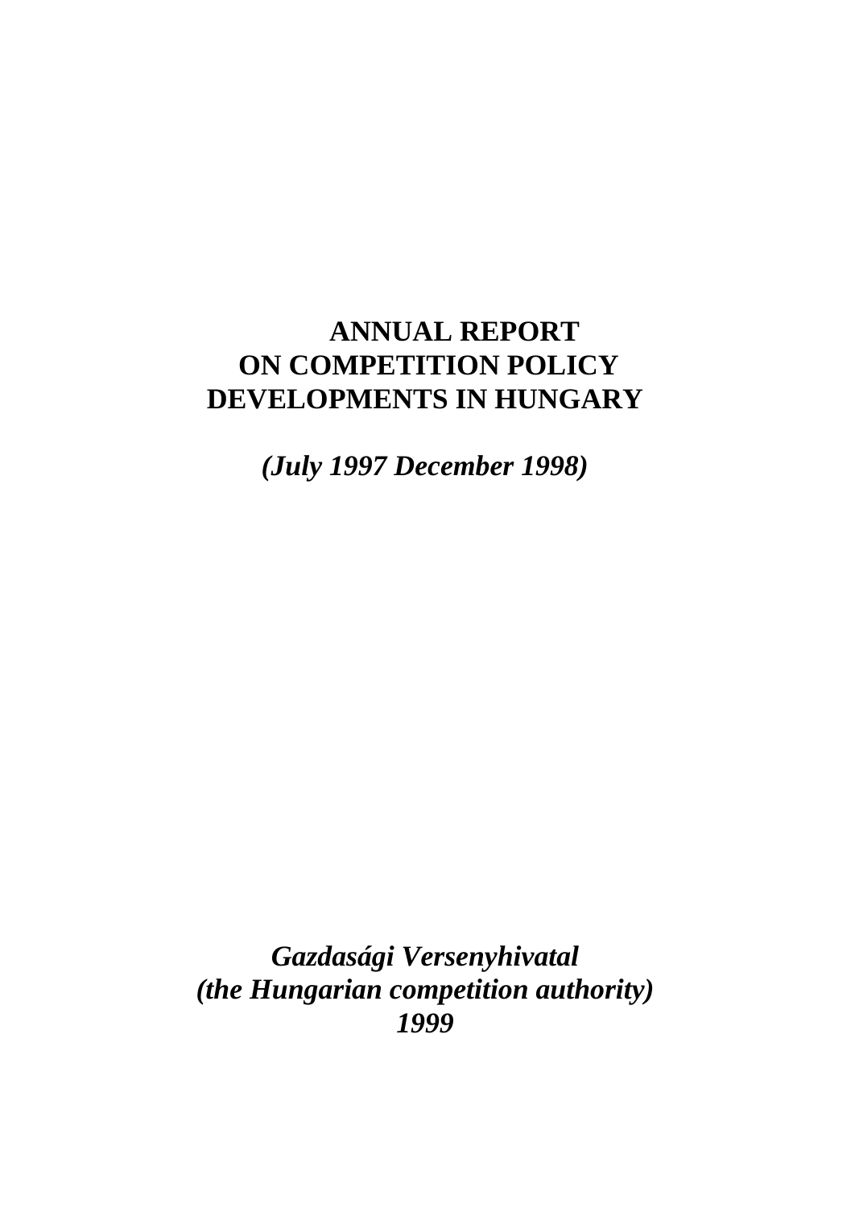# ANNUAL REPORT ON COMPETITION POLICY DEVELOPMENTS IN HUNGARY

***(July 1997 December 1998)***

***Gazdasági Versenyhivatal***
***(the Hungarian competition authority)***
***1999***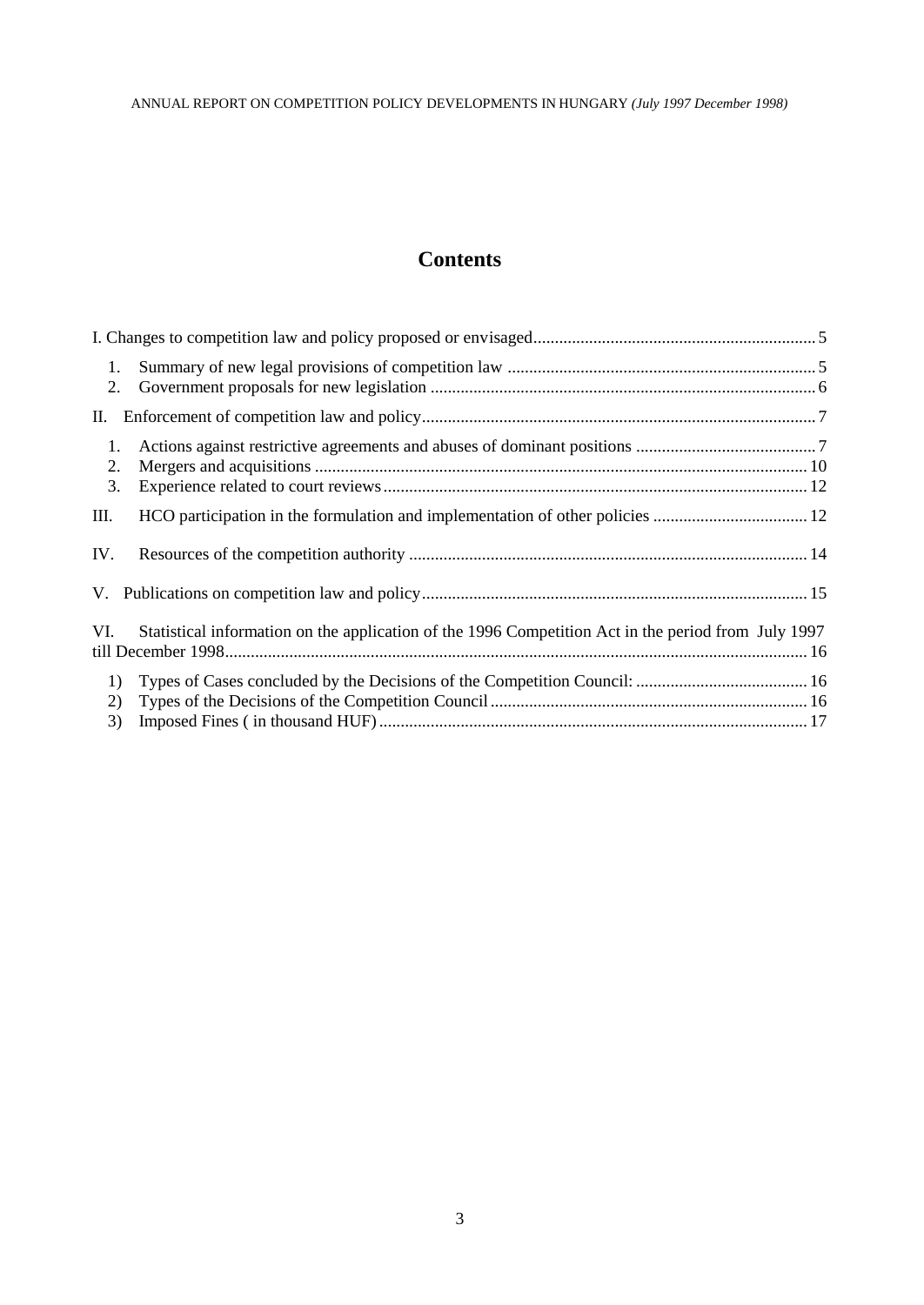# Contents

I. Changes to competition law and policy proposed or envisaged .......... 5

1. Summary of new legal provisions of competition law .......... 5
2. Government proposals for new legislation .......... 6

II. Enforcement of competition law and policy .......... 7

1. Actions against restrictive agreements and abuses of dominant positions .......... 7
2. Mergers and acquisitions .......... 10
3. Experience related to court reviews .......... 12

III. HCO participation in the formulation and implementation of other policies .......... 12

IV. Resources of the competition authority .......... 14

V. Publications on competition law and policy .......... 15

VI. Statistical information on the application of the 1996 Competition Act in the period from July 1997 till December 1998 .......... 16

1) Types of Cases concluded by the Decisions of the Competition Council: .......... 16
2) Types of the Decisions of the Competition Council .......... 16
3) Imposed Fines ( in thousand HUF) .......... 17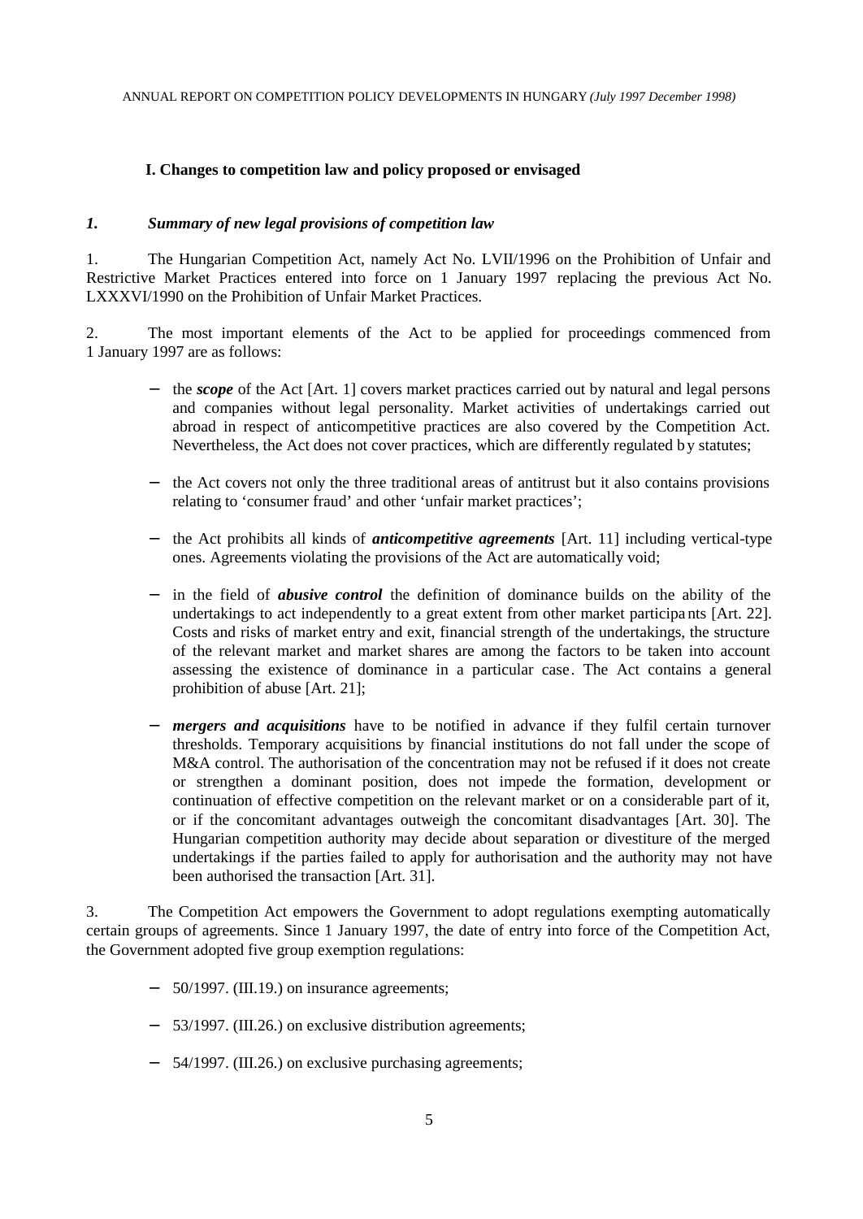## I. Changes to competition law and policy proposed or envisaged

### *1. Summary of new legal provisions of competition law*

1. The Hungarian Competition Act, namely Act No. LVII/1996 on the Prohibition of Unfair and Restrictive Market Practices entered into force on 1 January 1997 replacing the previous Act No. LXXXVI/1990 on the Prohibition of Unfair Market Practices.

2. The most important elements of the Act to be applied for proceedings commenced from 1 January 1997 are as follows:

- the ***scope*** of the Act [Art. 1] covers market practices carried out by natural and legal persons and companies without legal personality. Market activities of undertakings carried out abroad in respect of anticompetitive practices are also covered by the Competition Act. Nevertheless, the Act does not cover practices, which are differently regulated by statutes;
- the Act covers not only the three traditional areas of antitrust but it also contains provisions relating to 'consumer fraud' and other 'unfair market practices';
- the Act prohibits all kinds of ***anticompetitive agreements*** [Art. 11] including vertical-type ones. Agreements violating the provisions of the Act are automatically void;
- in the field of ***abusive control*** the definition of dominance builds on the ability of the undertakings to act independently to a great extent from other market participants [Art. 22]. Costs and risks of market entry and exit, financial strength of the undertakings, the structure of the relevant market and market shares are among the factors to be taken into account assessing the existence of dominance in a particular case. The Act contains a general prohibition of abuse [Art. 21];
- ***mergers and acquisitions*** have to be notified in advance if they fulfil certain turnover thresholds. Temporary acquisitions by financial institutions do not fall under the scope of M&A control. The authorisation of the concentration may not be refused if it does not create or strengthen a dominant position, does not impede the formation, development or continuation of effective competition on the relevant market or on a considerable part of it, or if the concomitant advantages outweigh the concomitant disadvantages [Art. 30]. The Hungarian competition authority may decide about separation or divestiture of the merged undertakings if the parties failed to apply for authorisation and the authority may not have been authorised the transaction [Art. 31].

3. The Competition Act empowers the Government to adopt regulations exempting automatically certain groups of agreements. Since 1 January 1997, the date of entry into force of the Competition Act, the Government adopted five group exemption regulations:

- 50/1997. (III.19.) on insurance agreements;
- 53/1997. (III.26.) on exclusive distribution agreements;
- 54/1997. (III.26.) on exclusive purchasing agreements;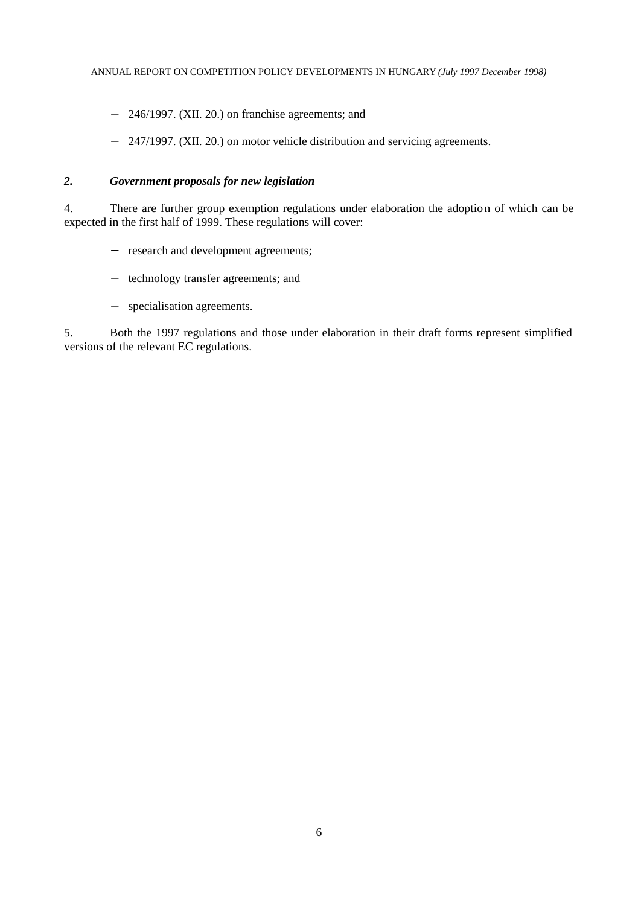- 246/1997. (XII. 20.) on franchise agreements; and
- 247/1997. (XII. 20.) on motor vehicle distribution and servicing agreements.

## *2. Government proposals for new legislation*

4. There are further group exemption regulations under elaboration the adoption of which can be expected in the first half of 1999. These regulations will cover:

- research and development agreements;
- technology transfer agreements; and
- specialisation agreements.

5. Both the 1997 regulations and those under elaboration in their draft forms represent simplified versions of the relevant EC regulations.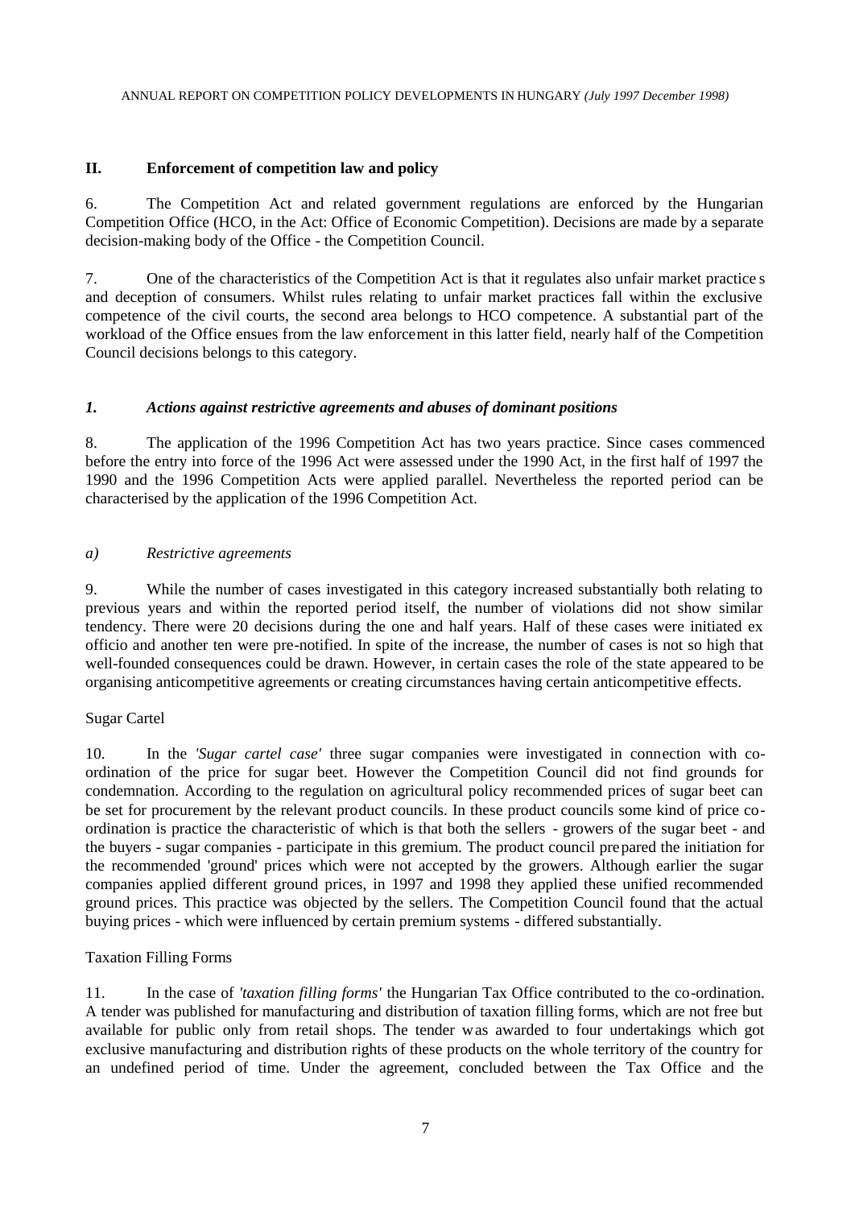## II. Enforcement of competition law and policy

6. The Competition Act and related government regulations are enforced by the Hungarian Competition Office (HCO, in the Act: Office of Economic Competition). Decisions are made by a separate decision-making body of the Office - the Competition Council.

7. One of the characteristics of the Competition Act is that it regulates also unfair market practice s and deception of consumers. Whilst rules relating to unfair market practices fall within the exclusive competence of the civil courts, the second area belongs to HCO competence. A substantial part of the workload of the Office ensues from the law enforcement in this latter field, nearly half of the Competition Council decisions belongs to this category.

### *1. Actions against restrictive agreements and abuses of dominant positions*

8. The application of the 1996 Competition Act has two years practice. Since cases commenced before the entry into force of the 1996 Act were assessed under the 1990 Act, in the first half of 1997 the 1990 and the 1996 Competition Acts were applied parallel. Nevertheless the reported period can be characterised by the application of the 1996 Competition Act.

#### *a) Restrictive agreements*

9. While the number of cases investigated in this category increased substantially both relating to previous years and within the reported period itself, the number of violations did not show similar tendency. There were 20 decisions during the one and half years. Half of these cases were initiated ex officio and another ten were pre-notified. In spite of the increase, the number of cases is not so high that well-founded consequences could be drawn. However, in certain cases the role of the state appeared to be organising anticompetitive agreements or creating circumstances having certain anticompetitive effects.

Sugar Cartel

10. In the *'Sugar cartel case'* three sugar companies were investigated in connection with co-ordination of the price for sugar beet. However the Competition Council did not find grounds for condemnation. According to the regulation on agricultural policy recommended prices of sugar beet can be set for procurement by the relevant product councils. In these product councils some kind of price co-ordination is practice the characteristic of which is that both the sellers - growers of the sugar beet - and the buyers - sugar companies - participate in this gremium. The product council prepared the initiation for the recommended 'ground' prices which were not accepted by the growers. Although earlier the sugar companies applied different ground prices, in 1997 and 1998 they applied these unified recommended ground prices. This practice was objected by the sellers. The Competition Council found that the actual buying prices - which were influenced by certain premium systems - differed substantially.

Taxation Filling Forms

11. In the case of *'taxation filling forms'* the Hungarian Tax Office contributed to the co-ordination. A tender was published for manufacturing and distribution of taxation filling forms, which are not free but available for public only from retail shops. The tender was awarded to four undertakings which got exclusive manufacturing and distribution rights of these products on the whole territory of the country for an undefined period of time. Under the agreement, concluded between the Tax Office and the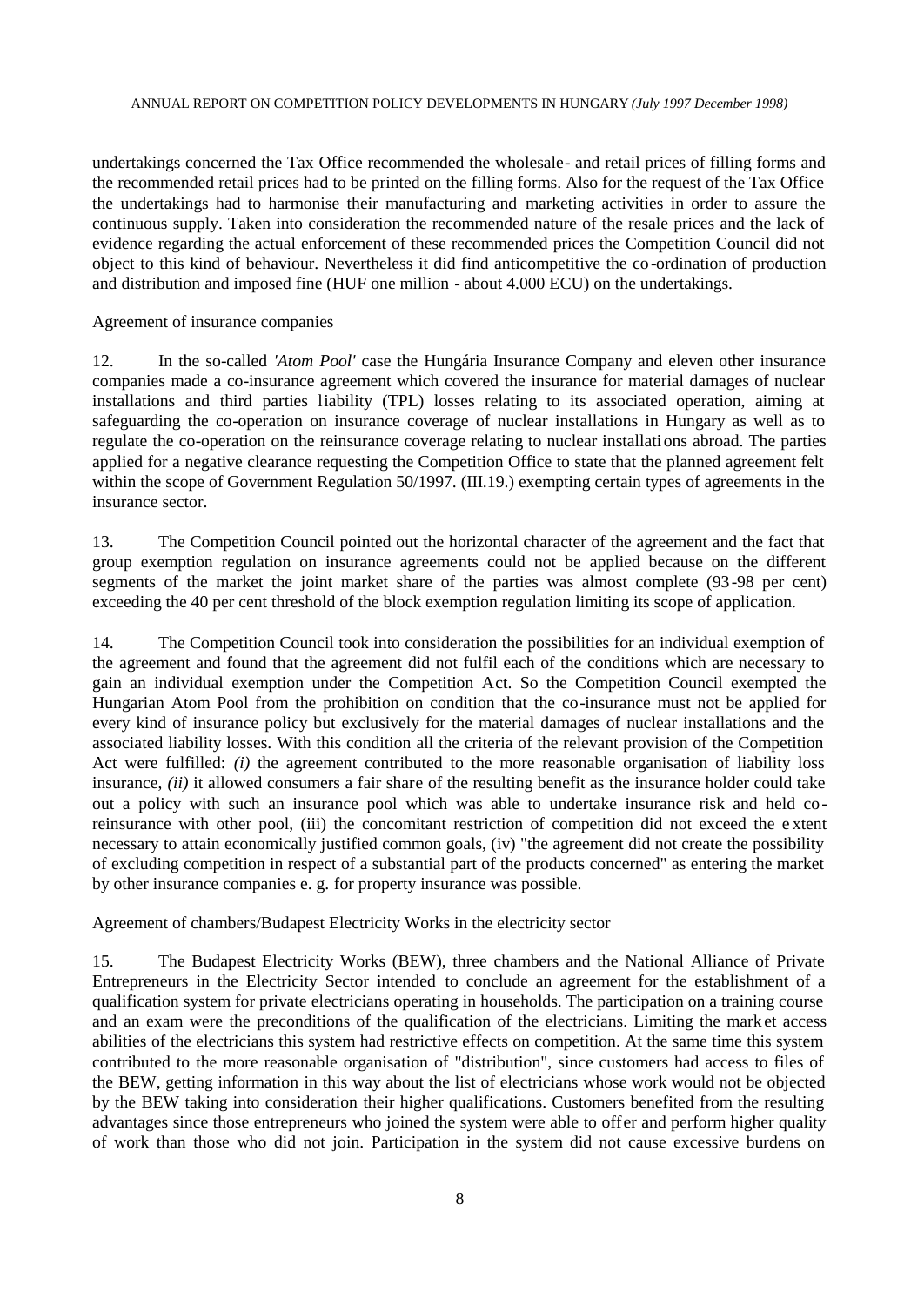undertakings concerned the Tax Office recommended the wholesale- and retail prices of filling forms and the recommended retail prices had to be printed on the filling forms. Also for the request of the Tax Office the undertakings had to harmonise their manufacturing and marketing activities in order to assure the continuous supply. Taken into consideration the recommended nature of the resale prices and the lack of evidence regarding the actual enforcement of these recommended prices the Competition Council did not object to this kind of behaviour. Nevertheless it did find anticompetitive the co-ordination of production and distribution and imposed fine (HUF one million - about 4.000 ECU) on the undertakings.

Agreement of insurance companies

12. In the so-called *'Atom Pool'* case the Hungária Insurance Company and eleven other insurance companies made a co-insurance agreement which covered the insurance for material damages of nuclear installations and third parties liability (TPL) losses relating to its associated operation, aiming at safeguarding the co-operation on insurance coverage of nuclear installations in Hungary as well as to regulate the co-operation on the reinsurance coverage relating to nuclear installations abroad. The parties applied for a negative clearance requesting the Competition Office to state that the planned agreement felt within the scope of Government Regulation 50/1997. (III.19.) exempting certain types of agreements in the insurance sector.

13. The Competition Council pointed out the horizontal character of the agreement and the fact that group exemption regulation on insurance agreements could not be applied because on the different segments of the market the joint market share of the parties was almost complete (93-98 per cent) exceeding the 40 per cent threshold of the block exemption regulation limiting its scope of application.

14. The Competition Council took into consideration the possibilities for an individual exemption of the agreement and found that the agreement did not fulfil each of the conditions which are necessary to gain an individual exemption under the Competition Act. So the Competition Council exempted the Hungarian Atom Pool from the prohibition on condition that the co-insurance must not be applied for every kind of insurance policy but exclusively for the material damages of nuclear installations and the associated liability losses. With this condition all the criteria of the relevant provision of the Competition Act were fulfilled: *(i)* the agreement contributed to the more reasonable organisation of liability loss insurance, *(ii)* it allowed consumers a fair share of the resulting benefit as the insurance holder could take out a policy with such an insurance pool which was able to undertake insurance risk and held co-reinsurance with other pool, (iii) the concomitant restriction of competition did not exceed the extent necessary to attain economically justified common goals, (iv) "the agreement did not create the possibility of excluding competition in respect of a substantial part of the products concerned" as entering the market by other insurance companies e. g. for property insurance was possible.

Agreement of chambers/Budapest Electricity Works in the electricity sector

15. The Budapest Electricity Works (BEW), three chambers and the National Alliance of Private Entrepreneurs in the Electricity Sector intended to conclude an agreement for the establishment of a qualification system for private electricians operating in households. The participation on a training course and an exam were the preconditions of the qualification of the electricians. Limiting the market access abilities of the electricians this system had restrictive effects on competition. At the same time this system contributed to the more reasonable organisation of "distribution", since customers had access to files of the BEW, getting information in this way about the list of electricians whose work would not be objected by the BEW taking into consideration their higher qualifications. Customers benefited from the resulting advantages since those entrepreneurs who joined the system were able to offer and perform higher quality of work than those who did not join. Participation in the system did not cause excessive burdens on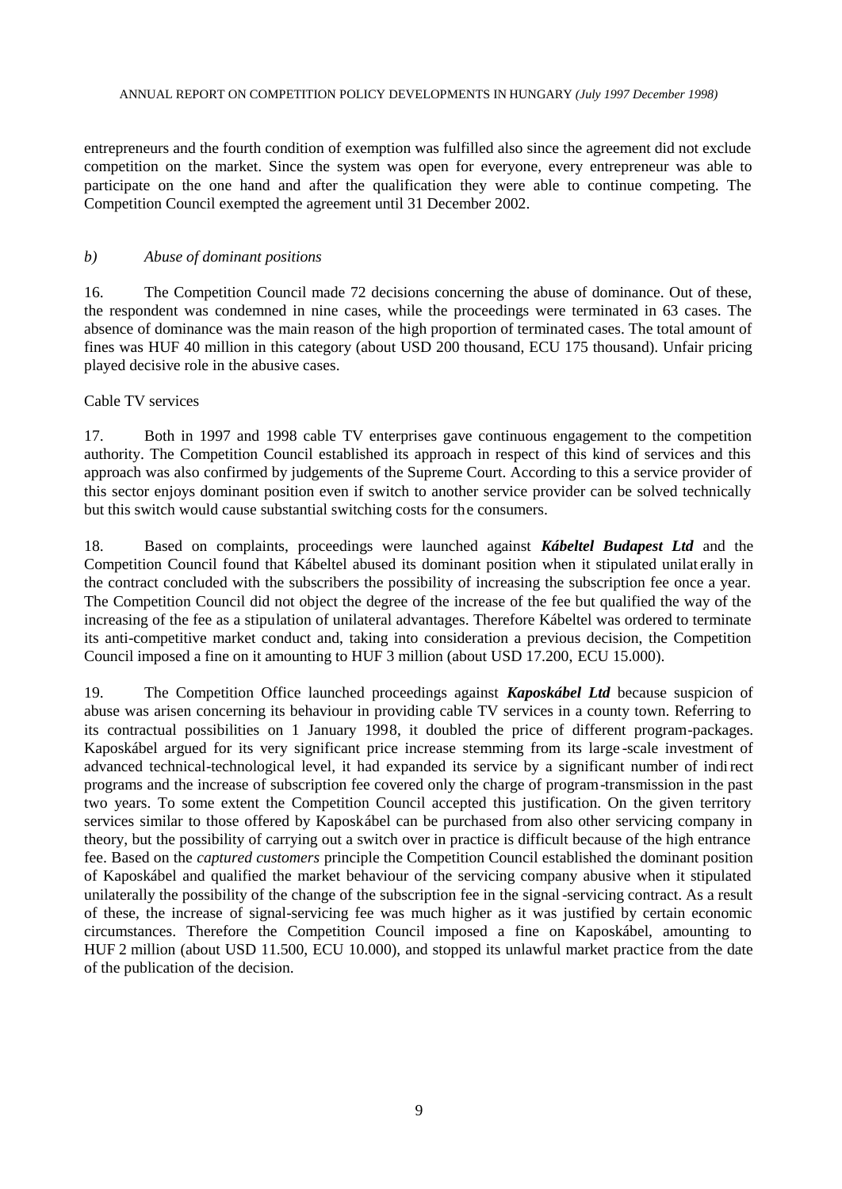entrepreneurs and the fourth condition of exemption was fulfilled also since the agreement did not exclude competition on the market. Since the system was open for everyone, every entrepreneur was able to participate on the one hand and after the qualification they were able to continue competing. The Competition Council exempted the agreement until 31 December 2002.

### *b) Abuse of dominant positions*

16. The Competition Council made 72 decisions concerning the abuse of dominance. Out of these, the respondent was condemned in nine cases, while the proceedings were terminated in 63 cases. The absence of dominance was the main reason of the high proportion of terminated cases. The total amount of fines was HUF 40 million in this category (about USD 200 thousand, ECU 175 thousand). Unfair pricing played decisive role in the abusive cases.

Cable TV services

17. Both in 1997 and 1998 cable TV enterprises gave continuous engagement to the competition authority. The Competition Council established its approach in respect of this kind of services and this approach was also confirmed by judgements of the Supreme Court. According to this a service provider of this sector enjoys dominant position even if switch to another service provider can be solved technically but this switch would cause substantial switching costs for the consumers.

18. Based on complaints, proceedings were launched against ***Kábeltel Budapest Ltd*** and the Competition Council found that Kábeltel abused its dominant position when it stipulated unilat erally in the contract concluded with the subscribers the possibility of increasing the subscription fee once a year. The Competition Council did not object the degree of the increase of the fee but qualified the way of the increasing of the fee as a stipulation of unilateral advantages. Therefore Kábeltel was ordered to terminate its anti-competitive market conduct and, taking into consideration a previous decision, the Competition Council imposed a fine on it amounting to HUF 3 million (about USD 17.200, ECU 15.000).

19. The Competition Office launched proceedings against ***Kaposkábel Ltd*** because suspicion of abuse was arisen concerning its behaviour in providing cable TV services in a county town. Referring to its contractual possibilities on 1 January 1998, it doubled the price of different program-packages. Kaposkábel argued for its very significant price increase stemming from its large-scale investment of advanced technical-technological level, it had expanded its service by a significant number of indirect programs and the increase of subscription fee covered only the charge of program-transmission in the past two years. To some extent the Competition Council accepted this justification. On the given territory services similar to those offered by Kaposkábel can be purchased from also other servicing company in theory, but the possibility of carrying out a switch over in practice is difficult because of the high entrance fee. Based on the *captured customers* principle the Competition Council established the dominant position of Kaposkábel and qualified the market behaviour of the servicing company abusive when it stipulated unilaterally the possibility of the change of the subscription fee in the signal-servicing contract. As a result of these, the increase of signal-servicing fee was much higher as it was justified by certain economic circumstances. Therefore the Competition Council imposed a fine on Kaposkábel, amounting to HUF 2 million (about USD 11.500, ECU 10.000), and stopped its unlawful market practice from the date of the publication of the decision.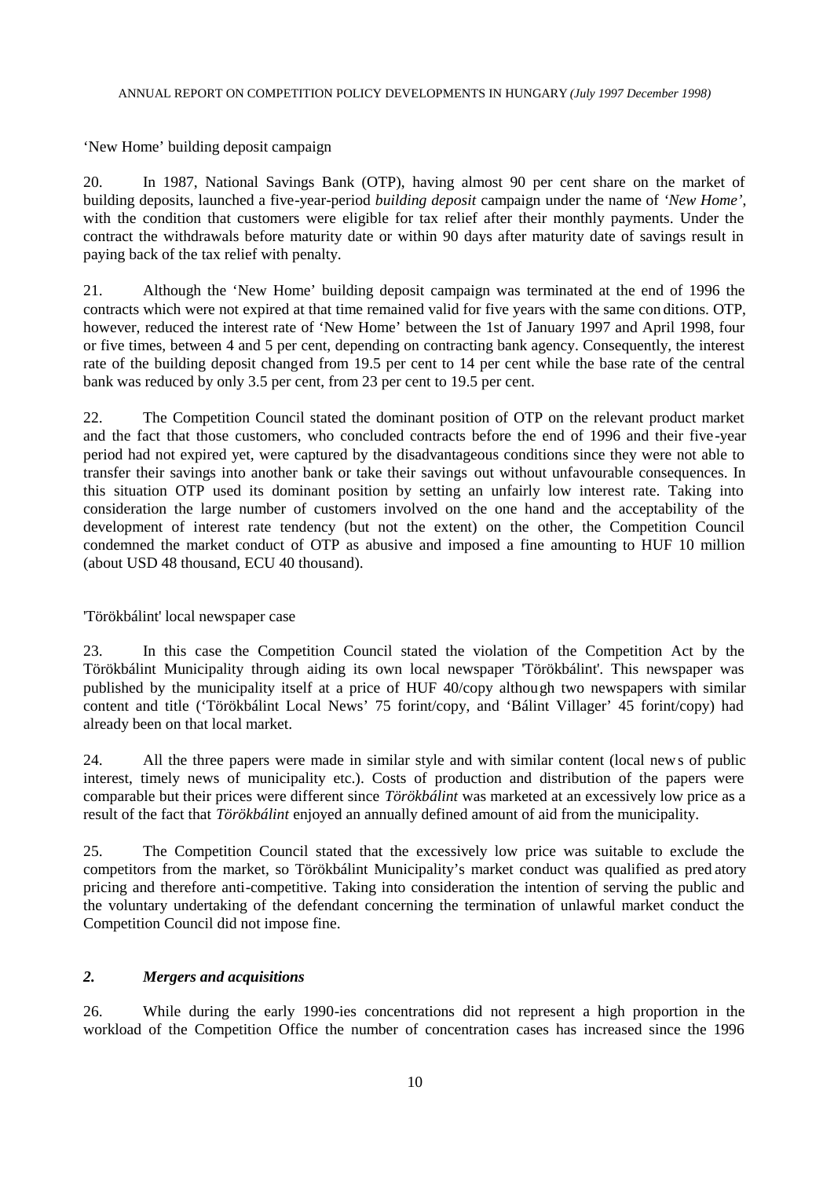'New Home' building deposit campaign

20. In 1987, National Savings Bank (OTP), having almost 90 per cent share on the market of building deposits, launched a five-year-period *building deposit* campaign under the name of '*New Home*', with the condition that customers were eligible for tax relief after their monthly payments. Under the contract the withdrawals before maturity date or within 90 days after maturity date of savings result in paying back of the tax relief with penalty.

21. Although the 'New Home' building deposit campaign was terminated at the end of 1996 the contracts which were not expired at that time remained valid for five years with the same conditions. OTP, however, reduced the interest rate of 'New Home' between the 1st of January 1997 and April 1998, four or five times, between 4 and 5 per cent, depending on contracting bank agency. Consequently, the interest rate of the building deposit changed from 19.5 per cent to 14 per cent while the base rate of the central bank was reduced by only 3.5 per cent, from 23 per cent to 19.5 per cent.

22. The Competition Council stated the dominant position of OTP on the relevant product market and the fact that those customers, who concluded contracts before the end of 1996 and their five-year period had not expired yet, were captured by the disadvantageous conditions since they were not able to transfer their savings into another bank or take their savings out without unfavourable consequences. In this situation OTP used its dominant position by setting an unfairly low interest rate. Taking into consideration the large number of customers involved on the one hand and the acceptability of the development of interest rate tendency (but not the extent) on the other, the Competition Council condemned the market conduct of OTP as abusive and imposed a fine amounting to HUF 10 million (about USD 48 thousand, ECU 40 thousand).

'Törökbálint' local newspaper case

23. In this case the Competition Council stated the violation of the Competition Act by the Törökbálint Municipality through aiding its own local newspaper 'Törökbálint'. This newspaper was published by the municipality itself at a price of HUF 40/copy although two newspapers with similar content and title ('Törökbálint Local News' 75 forint/copy, and 'Bálint Villager' 45 forint/copy) had already been on that local market.

24. All the three papers were made in similar style and with similar content (local news of public interest, timely news of municipality etc.). Costs of production and distribution of the papers were comparable but their prices were different since *Törökbálint* was marketed at an excessively low price as a result of the fact that *Törökbálint* enjoyed an annually defined amount of aid from the municipality.

25. The Competition Council stated that the excessively low price was suitable to exclude the competitors from the market, so Törökbálint Municipality's market conduct was qualified as predatory pricing and therefore anti-competitive. Taking into consideration the intention of serving the public and the voluntary undertaking of the defendant concerning the termination of unlawful market conduct the Competition Council did not impose fine.

## *2. Mergers and acquisitions*

26. While during the early 1990-ies concentrations did not represent a high proportion in the workload of the Competition Office the number of concentration cases has increased since the 1996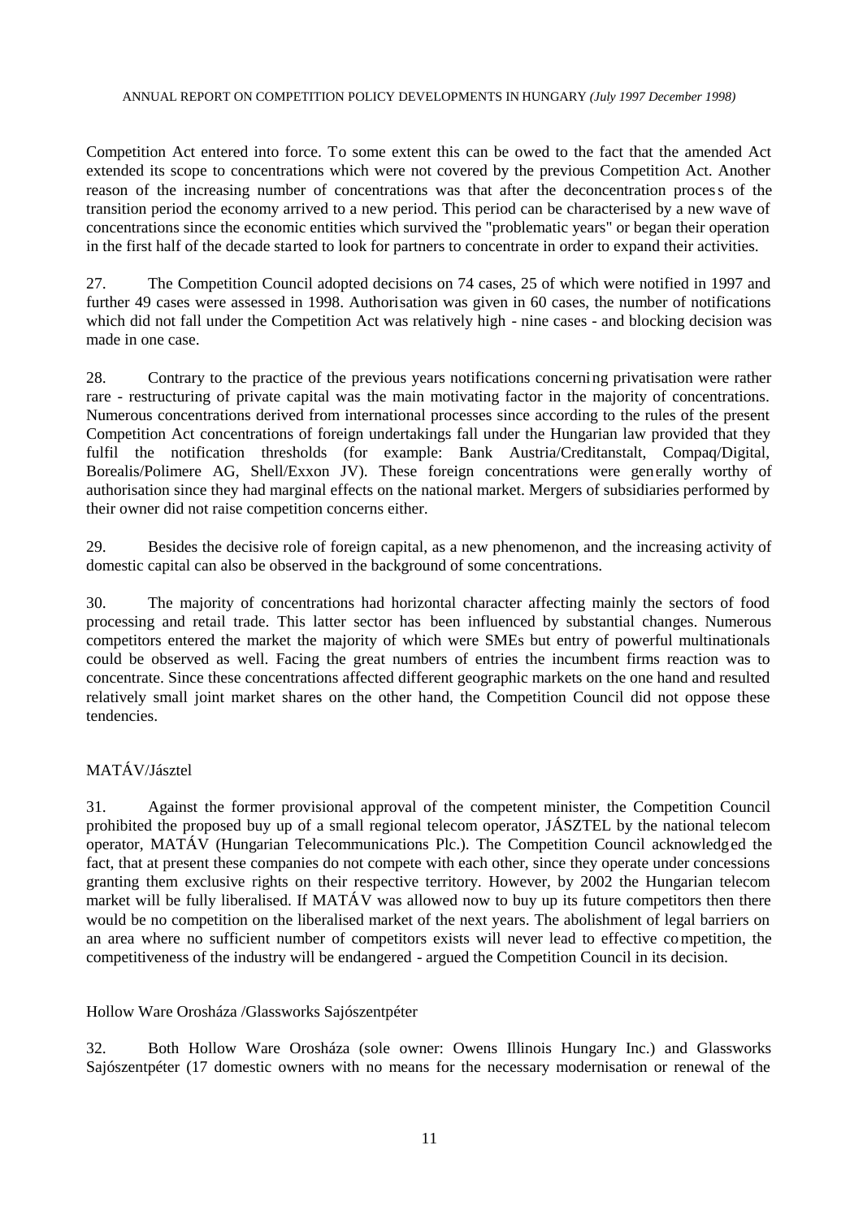Competition Act entered into force. To some extent this can be owed to the fact that the amended Act extended its scope to concentrations which were not covered by the previous Competition Act. Another reason of the increasing number of concentrations was that after the deconcentration process of the transition period the economy arrived to a new period. This period can be characterised by a new wave of concentrations since the economic entities which survived the "problematic years" or began their operation in the first half of the decade started to look for partners to concentrate in order to expand their activities.

27. The Competition Council adopted decisions on 74 cases, 25 of which were notified in 1997 and further 49 cases were assessed in 1998. Authorisation was given in 60 cases, the number of notifications which did not fall under the Competition Act was relatively high - nine cases - and blocking decision was made in one case.

28. Contrary to the practice of the previous years notifications concerning privatisation were rather rare - restructuring of private capital was the main motivating factor in the majority of concentrations. Numerous concentrations derived from international processes since according to the rules of the present Competition Act concentrations of foreign undertakings fall under the Hungarian law provided that they fulfil the notification thresholds (for example: Bank Austria/Creditanstalt, Compaq/Digital, Borealis/Polimere AG, Shell/Exxon JV). These foreign concentrations were generally worthy of authorisation since they had marginal effects on the national market. Mergers of subsidiaries performed by their owner did not raise competition concerns either.

29. Besides the decisive role of foreign capital, as a new phenomenon, and the increasing activity of domestic capital can also be observed in the background of some concentrations.

30. The majority of concentrations had horizontal character affecting mainly the sectors of food processing and retail trade. This latter sector has been influenced by substantial changes. Numerous competitors entered the market the majority of which were SMEs but entry of powerful multinationals could be observed as well. Facing the great numbers of entries the incumbent firms reaction was to concentrate. Since these concentrations affected different geographic markets on the one hand and resulted relatively small joint market shares on the other hand, the Competition Council did not oppose these tendencies.

MATÁV/Jásztel

31. Against the former provisional approval of the competent minister, the Competition Council prohibited the proposed buy up of a small regional telecom operator, JÁSZTEL by the national telecom operator, MATÁV (Hungarian Telecommunications Plc.). The Competition Council acknowledged the fact, that at present these companies do not compete with each other, since they operate under concessions granting them exclusive rights on their respective territory. However, by 2002 the Hungarian telecom market will be fully liberalised. If MATÁV was allowed now to buy up its future competitors then there would be no competition on the liberalised market of the next years. The abolishment of legal barriers on an area where no sufficient number of competitors exists will never lead to effective competition, the competitiveness of the industry will be endangered - argued the Competition Council in its decision.

Hollow Ware Orosháza /Glassworks Sajószentpéter

32. Both Hollow Ware Orosháza (sole owner: Owens Illinois Hungary Inc.) and Glassworks Sajószentpéter (17 domestic owners with no means for the necessary modernisation or renewal of the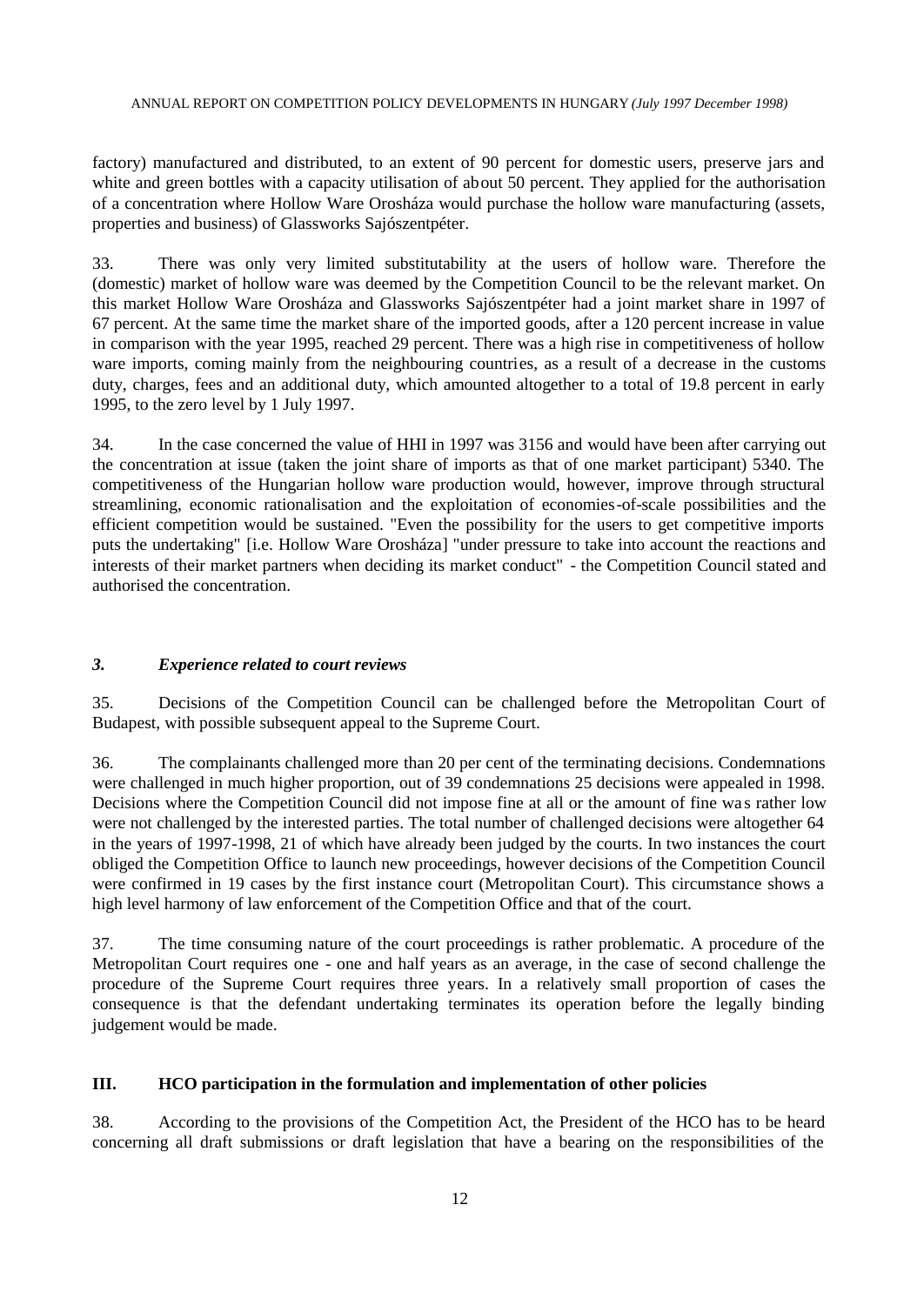factory) manufactured and distributed, to an extent of 90 percent for domestic users, preserve jars and white and green bottles with a capacity utilisation of about 50 percent. They applied for the authorisation of a concentration where Hollow Ware Orosháza would purchase the hollow ware manufacturing (assets, properties and business) of Glassworks Sajószentpéter.

33. There was only very limited substitutability at the users of hollow ware. Therefore the (domestic) market of hollow ware was deemed by the Competition Council to be the relevant market. On this market Hollow Ware Orosháza and Glassworks Sajószentpéter had a joint market share in 1997 of 67 percent. At the same time the market share of the imported goods, after a 120 percent increase in value in comparison with the year 1995, reached 29 percent. There was a high rise in competitiveness of hollow ware imports, coming mainly from the neighbouring countries, as a result of a decrease in the customs duty, charges, fees and an additional duty, which amounted altogether to a total of 19.8 percent in early 1995, to the zero level by 1 July 1997.

34. In the case concerned the value of HHI in 1997 was 3156 and would have been after carrying out the concentration at issue (taken the joint share of imports as that of one market participant) 5340. The competitiveness of the Hungarian hollow ware production would, however, improve through structural streamlining, economic rationalisation and the exploitation of economies-of-scale possibilities and the efficient competition would be sustained. "Even the possibility for the users to get competitive imports puts the undertaking" [i.e. Hollow Ware Orosháza] "under pressure to take into account the reactions and interests of their market partners when deciding its market conduct" - the Competition Council stated and authorised the concentration.

### *3. Experience related to court reviews*

35. Decisions of the Competition Council can be challenged before the Metropolitan Court of Budapest, with possible subsequent appeal to the Supreme Court.

36. The complainants challenged more than 20 per cent of the terminating decisions. Condemnations were challenged in much higher proportion, out of 39 condemnations 25 decisions were appealed in 1998. Decisions where the Competition Council did not impose fine at all or the amount of fine was rather low were not challenged by the interested parties. The total number of challenged decisions were altogether 64 in the years of 1997-1998, 21 of which have already been judged by the courts. In two instances the court obliged the Competition Office to launch new proceedings, however decisions of the Competition Council were confirmed in 19 cases by the first instance court (Metropolitan Court). This circumstance shows a high level harmony of law enforcement of the Competition Office and that of the court.

37. The time consuming nature of the court proceedings is rather problematic. A procedure of the Metropolitan Court requires one - one and half years as an average, in the case of second challenge the procedure of the Supreme Court requires three years. In a relatively small proportion of cases the consequence is that the defendant undertaking terminates its operation before the legally binding judgement would be made.

## III. HCO participation in the formulation and implementation of other policies

38. According to the provisions of the Competition Act, the President of the HCO has to be heard concerning all draft submissions or draft legislation that have a bearing on the responsibilities of the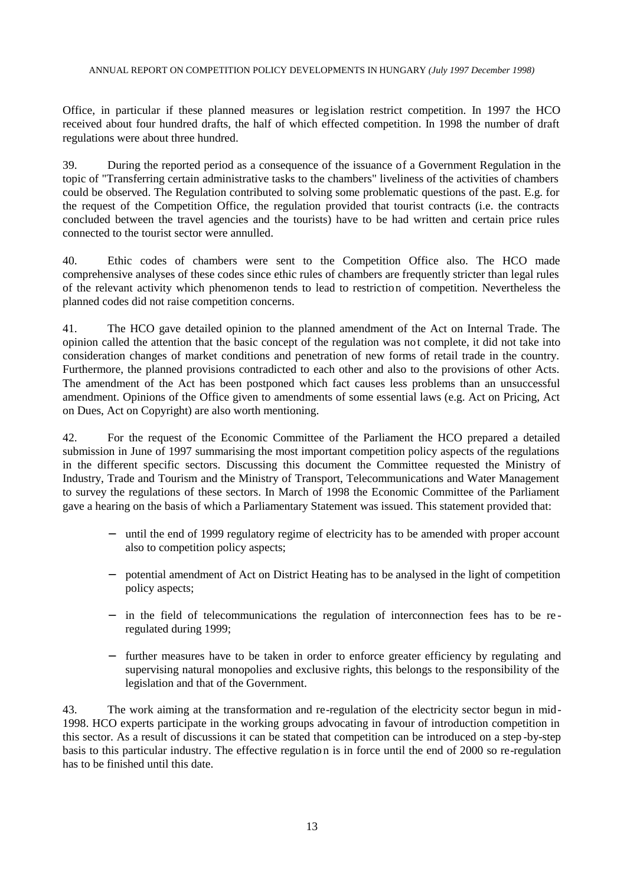Office, in particular if these planned measures or legislation restrict competition. In 1997 the HCO received about four hundred drafts, the half of which effected competition. In 1998 the number of draft regulations were about three hundred.

39. During the reported period as a consequence of the issuance of a Government Regulation in the topic of "Transferring certain administrative tasks to the chambers" liveliness of the activities of chambers could be observed. The Regulation contributed to solving some problematic questions of the past. E.g. for the request of the Competition Office, the regulation provided that tourist contracts (i.e. the contracts concluded between the travel agencies and the tourists) have to be had written and certain price rules connected to the tourist sector were annulled.

40. Ethic codes of chambers were sent to the Competition Office also. The HCO made comprehensive analyses of these codes since ethic rules of chambers are frequently stricter than legal rules of the relevant activity which phenomenon tends to lead to restriction of competition. Nevertheless the planned codes did not raise competition concerns.

41. The HCO gave detailed opinion to the planned amendment of the Act on Internal Trade. The opinion called the attention that the basic concept of the regulation was not complete, it did not take into consideration changes of market conditions and penetration of new forms of retail trade in the country. Furthermore, the planned provisions contradicted to each other and also to the provisions of other Acts. The amendment of the Act has been postponed which fact causes less problems than an unsuccessful amendment. Opinions of the Office given to amendments of some essential laws (e.g. Act on Pricing, Act on Dues, Act on Copyright) are also worth mentioning.

42. For the request of the Economic Committee of the Parliament the HCO prepared a detailed submission in June of 1997 summarising the most important competition policy aspects of the regulations in the different specific sectors. Discussing this document the Committee requested the Ministry of Industry, Trade and Tourism and the Ministry of Transport, Telecommunications and Water Management to survey the regulations of these sectors. In March of 1998 the Economic Committee of the Parliament gave a hearing on the basis of which a Parliamentary Statement was issued. This statement provided that:

- until the end of 1999 regulatory regime of electricity has to be amended with proper account also to competition policy aspects;
- potential amendment of Act on District Heating has to be analysed in the light of competition policy aspects;
- in the field of telecommunications the regulation of interconnection fees has to be re-regulated during 1999;
- further measures have to be taken in order to enforce greater efficiency by regulating and supervising natural monopolies and exclusive rights, this belongs to the responsibility of the legislation and that of the Government.

43. The work aiming at the transformation and re-regulation of the electricity sector begun in mid-1998. HCO experts participate in the working groups advocating in favour of introduction competition in this sector. As a result of discussions it can be stated that competition can be introduced on a step-by-step basis to this particular industry. The effective regulation is in force until the end of 2000 so re-regulation has to be finished until this date.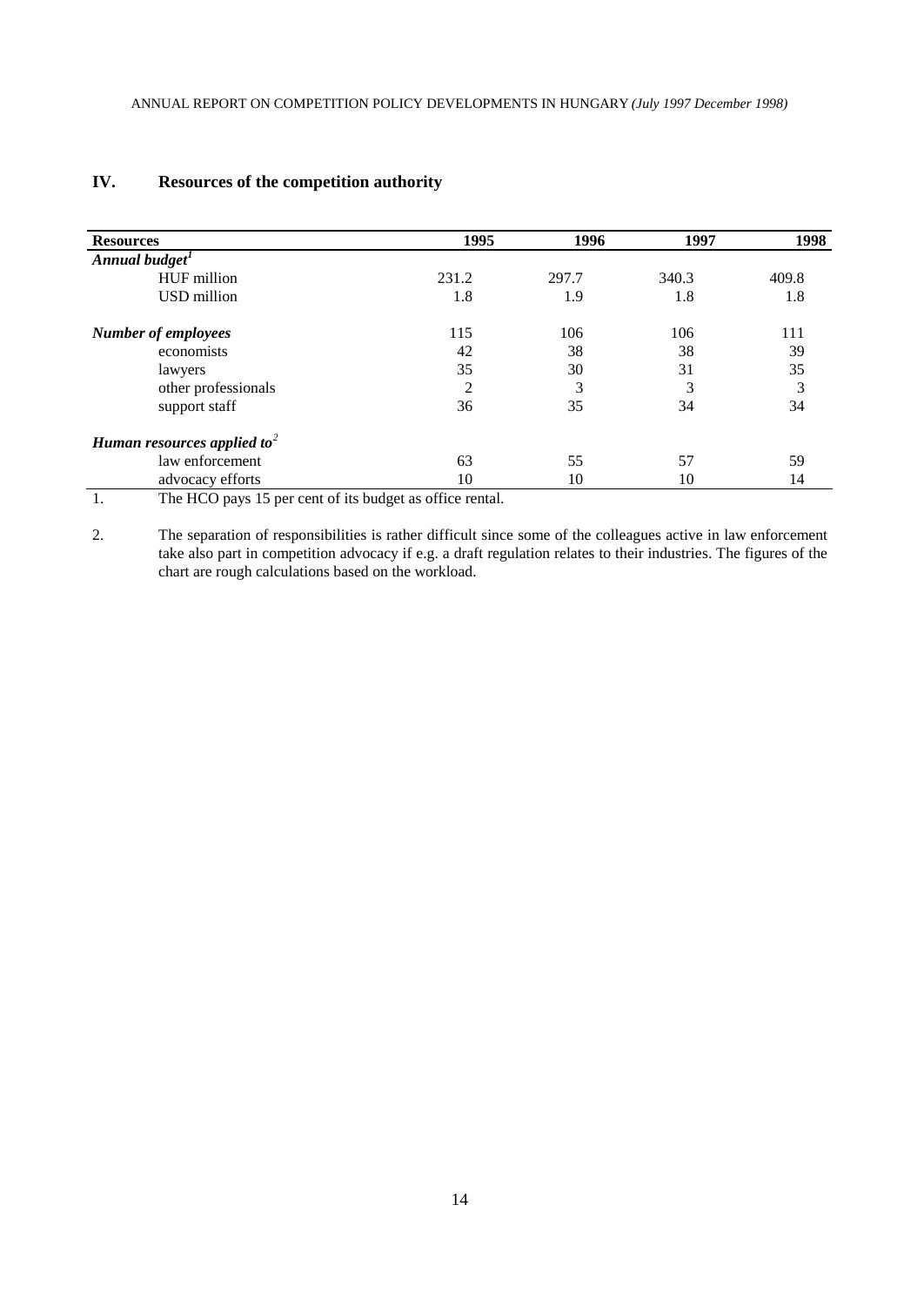## IV. Resources of the competition authority

| Resources | 1995 | 1996 | 1997 | 1998 |
|---|---|---|---|---|
| ***Annual budget***[1] | | | | |
| HUF million | 231.2 | 297.7 | 340.3 | 409.8 |
| USD million | 1.8 | 1.9 | 1.8 | 1.8 |
| ***Number of employees*** | 115 | 106 | 106 | 111 |
| economists | 42 | 38 | 38 | 39 |
| lawyers | 35 | 30 | 31 | 35 |
| other professionals | 2 | 3 | 3 | 3 |
| support staff | 36 | 35 | 34 | 34 |
| ***Human resources applied to***[2] | | | | |
| law enforcement | 63 | 55 | 57 | 59 |
| advocacy efforts | 10 | 10 | 10 | 14 |

1. The HCO pays 15 per cent of its budget as office rental.

2. The separation of responsibilities is rather difficult since some of the colleagues active in law enforcement take also part in competition advocacy if e.g. a draft regulation relates to their industries. The figures of the chart are rough calculations based on the workload.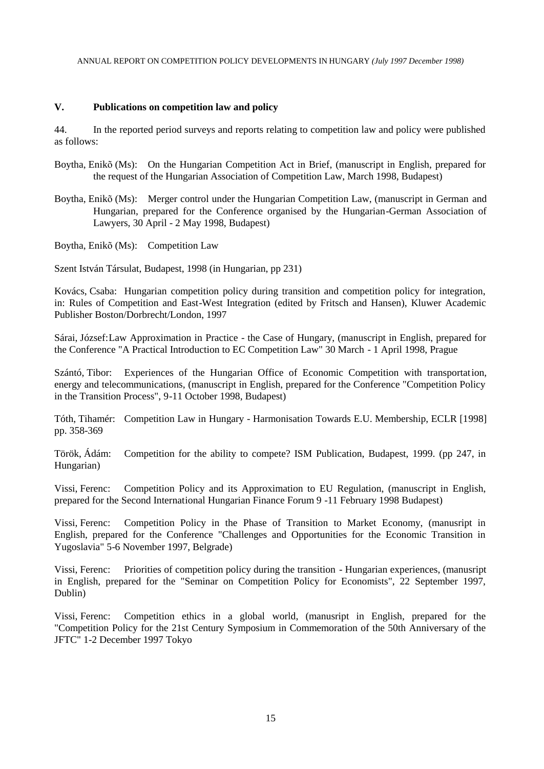## V. Publications on competition law and policy

44. In the reported period surveys and reports relating to competition law and policy were published as follows:

Boytha, Enikõ (Ms): On the Hungarian Competition Act in Brief, (manuscript in English, prepared for the request of the Hungarian Association of Competition Law, March 1998, Budapest)

Boytha, Enikõ (Ms): Merger control under the Hungarian Competition Law, (manuscript in German and Hungarian, prepared for the Conference organised by the Hungarian-German Association of Lawyers, 30 April - 2 May 1998, Budapest)

Boytha, Enikõ (Ms): Competition Law

Szent István Társulat, Budapest, 1998 (in Hungarian, pp 231)

Kovács, Csaba: Hungarian competition policy during transition and competition policy for integration, in: Rules of Competition and East-West Integration (edited by Fritsch and Hansen), Kluwer Academic Publisher Boston/Dorbrecht/London, 1997

Sárai, József: Law Approximation in Practice - the Case of Hungary, (manuscript in English, prepared for the Conference "A Practical Introduction to EC Competition Law" 30 March - 1 April 1998, Prague

Szántó, Tibor: Experiences of the Hungarian Office of Economic Competition with transportation, energy and telecommunications, (manuscript in English, prepared for the Conference "Competition Policy in the Transition Process", 9-11 October 1998, Budapest)

Tóth, Tihamér: Competition Law in Hungary - Harmonisation Towards E.U. Membership, ECLR [1998] pp. 358-369

Török, Ádám: Competition for the ability to compete? ISM Publication, Budapest, 1999. (pp 247, in Hungarian)

Vissi, Ferenc: Competition Policy and its Approximation to EU Regulation, (manuscript in English, prepared for the Second International Hungarian Finance Forum 9 -11 February 1998 Budapest)

Vissi, Ferenc: Competition Policy in the Phase of Transition to Market Economy, (manusript in English, prepared for the Conference "Challenges and Opportunities for the Economic Transition in Yugoslavia" 5-6 November 1997, Belgrade)

Vissi, Ferenc: Priorities of competition policy during the transition - Hungarian experiences, (manusript in English, prepared for the "Seminar on Competition Policy for Economists", 22 September 1997, Dublin)

Vissi, Ferenc: Competition ethics in a global world, (manusript in English, prepared for the "Competition Policy for the 21st Century Symposium in Commemoration of the 50th Anniversary of the JFTC" 1-2 December 1997 Tokyo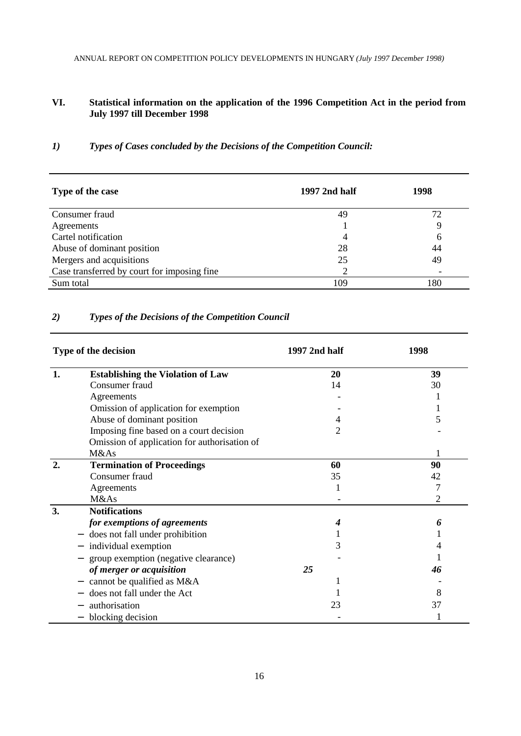## VI. Statistical information on the application of the 1996 Competition Act in the period from July 1997 till December 1998

### *1) Types of Cases concluded by the Decisions of the Competition Council:*

| Type of the case | 1997 2nd half | 1998 |
|---|---|---|
| Consumer fraud | 49 | 72 |
| Agreements | 1 | 9 |
| Cartel notification | 4 | 6 |
| Abuse of dominant position | 28 | 44 |
| Mergers and acquisitions | 25 | 49 |
| Case transferred by court for imposing fine | 2 | - |
| Sum total | 109 | 180 |

### *2) Types of the Decisions of the Competition Council*

| | Type of the decision | 1997 2nd half | 1998 |
|---|---|---|---|
| **1.** | **Establishing the Violation of Law** | **20** | **39** |
| | Consumer fraud | 14 | 30 |
| | Agreements | - | 1 |
| | Omission of application for exemption | - | 1 |
| | Abuse of dominant position | 4 | 5 |
| | Imposing fine based on a court decision | 2 | - |
| | Omission of application for authorisation of M&As | | 1 |
| **2.** | **Termination of Proceedings** | **60** | **90** |
| | Consumer fraud | 35 | 42 |
| | Agreements | 1 | 7 |
| | M&As | - | 2 |
| **3.** | **Notifications** | | |
| | ***for exemptions of agreements*** | ***4*** | ***6*** |
| | – does not fall under prohibition | 1 | 1 |
| | – individual exemption | 3 | 4 |
| | – group exemption (negative clearance) | - | 1 |
| | ***of merger or acquisition*** | ***25*** | ***46*** |
| | – cannot be qualified as M&A | 1 | - |
| | – does not fall under the Act | 1 | 8 |
| | – authorisation | 23 | 37 |
| | – blocking decision | - | 1 |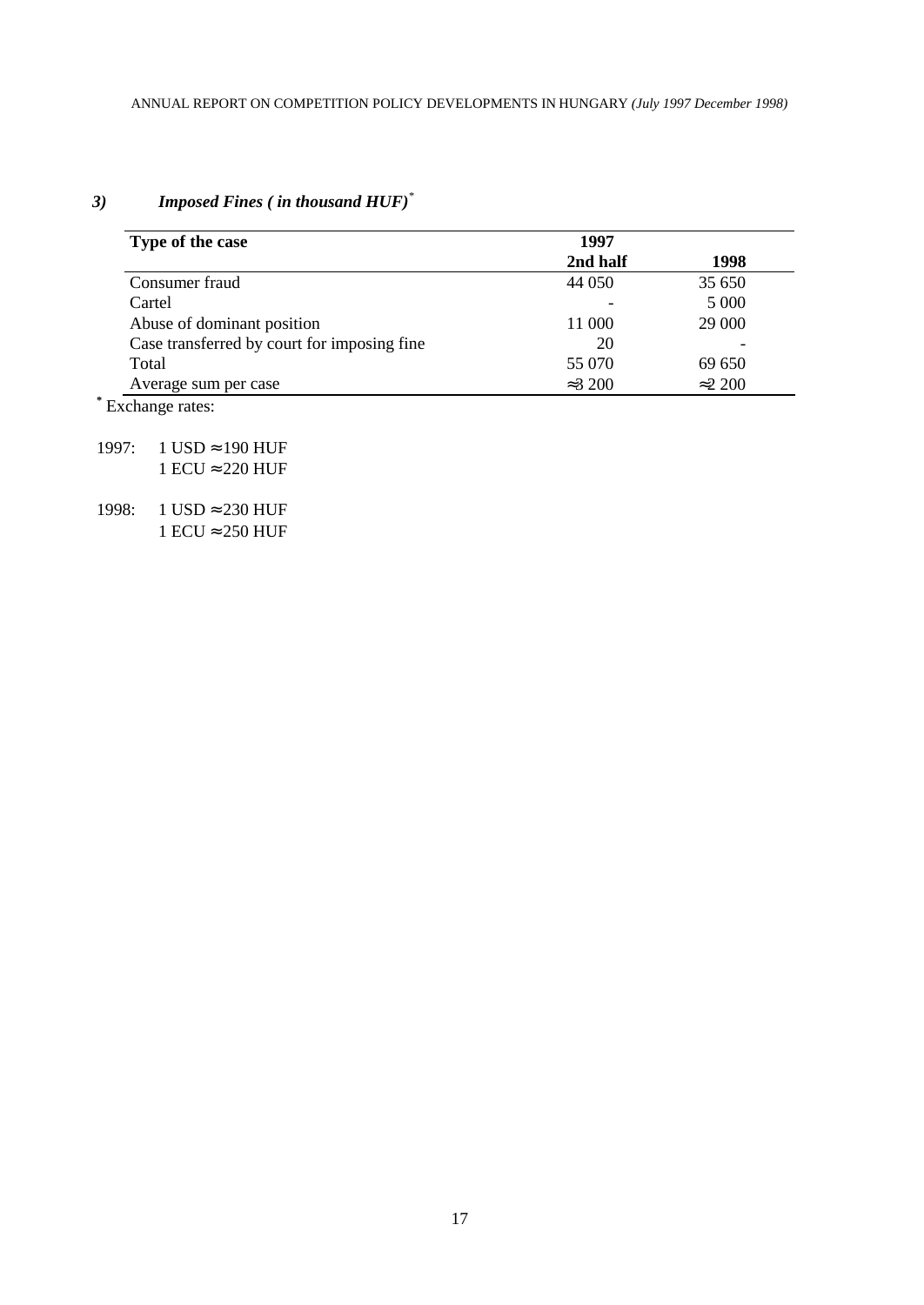### *3) Imposed Fines ( in thousand HUF)*[*]

| Type of the case | 1997 | |
|---|---|---|
| | 2nd half | 1998 |
| Consumer fraud | 44 050 | 35 650 |
| Cartel | - | 5 000 |
| Abuse of dominant position | 11 000 | 29 000 |
| Case transferred by court for imposing fine | 20 | - |
| Total | 55 070 | 69 650 |
| Average sum per case | ≈3 200 | ≈2 200 |

[*] Exchange rates:

1997: 1 USD ≈ 190 HUF
1 ECU ≈ 220 HUF

1998: 1 USD ≈ 230 HUF
1 ECU ≈ 250 HUF